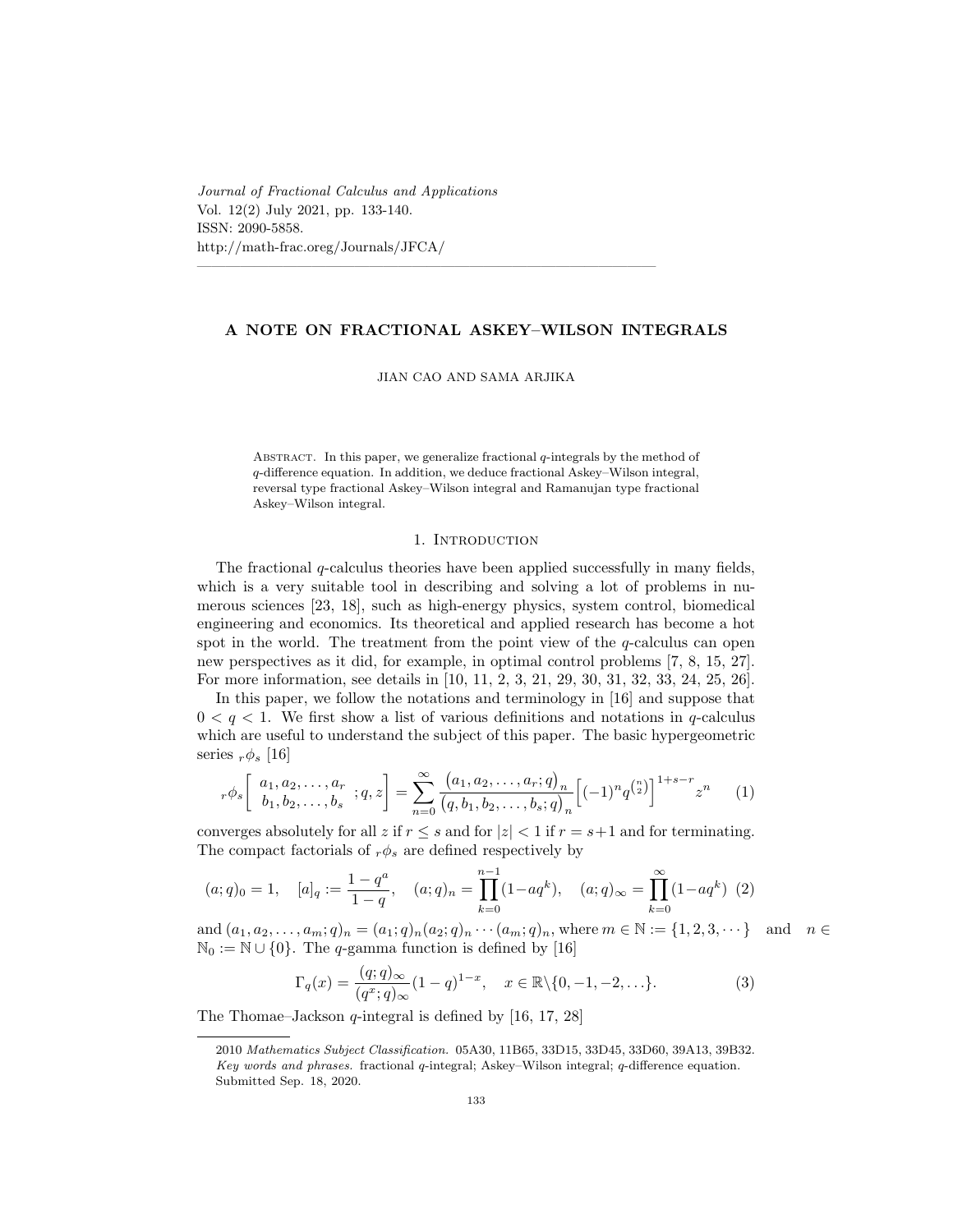Journal of Fractional Calculus and Applications
Vol. 12(2) July 2021, pp. 133-140.
ISSN: 2090-5858.
http://math-frac.oreg/Journals/JFCA/

---

# A NOTE ON FRACTIONAL ASKEY–WILSON INTEGRALS

JIAN CAO AND SAMA ARJIKA

Abstract. In this paper, we generalize fractional $q$-integrals by the method of $q$-difference equation. In addition, we deduce fractional Askey–Wilson integral, reversal type fractional Askey–Wilson integral and Ramanujan type fractional Askey–Wilson integral.

## 1. Introduction

The fractional $q$-calculus theories have been applied successfully in many fields, which is a very suitable tool in describing and solving a lot of problems in numerous sciences [23, 18], such as high-energy physics, system control, biomedical engineering and economics. Its theoretical and applied research has become a hot spot in the world. The treatment from the point view of the $q$-calculus can open new perspectives as it did, for example, in optimal control problems [7, 8, 15, 27]. For more information, see details in [10, 11, 2, 3, 21, 29, 30, 31, 32, 33, 24, 25, 26].

In this paper, we follow the notations and terminology in [16] and suppose that $0 < q < 1$. We first show a list of various definitions and notations in $q$-calculus which are useful to understand the subject of this paper. The basic hypergeometric series ${}_r\phi_s$ [16]

$$
{}_r\phi_s\left[\begin{matrix} a_1, a_2, \ldots, a_r \\ b_1, b_2, \ldots, b_s \end{matrix} ; q, z\right] = \sum_{n=0}^{\infty} \frac{(a_1, a_2, \ldots, a_r; q)_n}{(q, b_1, b_2, \ldots, b_s; q)_n} \Big[(-1)^n q^{\binom{n}{2}}\Big]^{1+s-r} z^n \tag{1}
$$

converges absolutely for all $z$ if $r \leq s$ and for $|z| < 1$ if $r = s+1$ and for terminating. The compact factorials of ${}_r\phi_s$ are defined respectively by

$$
(a; q)_0 = 1, \quad [a]_q := \frac{1 - q^a}{1 - q}, \quad (a; q)_n = \prod_{k=0}^{n-1}(1 - aq^k), \quad (a; q)_\infty = \prod_{k=0}^{\infty}(1 - aq^k) \tag{2}
$$

and $(a_1, a_2, \ldots, a_m; q)_n = (a_1; q)_n (a_2; q)_n \cdots (a_m; q)_n$, where $m \in \mathbb{N} := \{1, 2, 3, \cdots\}$ and $n \in \mathbb{N}_0 := \mathbb{N} \cup \{0\}$. The $q$-gamma function is defined by [16]

$$
\Gamma_q(x) = \frac{(q; q)_\infty}{(q^x; q)_\infty}(1 - q)^{1-x}, \quad x \in \mathbb{R}\backslash\{0, -1, -2, \ldots\}. \tag{3}
$$

The Thomae–Jackson $q$-integral is defined by [16, 17, 28]

---

2010 *Mathematics Subject Classification.* 05A30, 11B65, 33D15, 33D45, 33D60, 39A13, 39B32.

*Key words and phrases.* fractional $q$-integral; Askey–Wilson integral; $q$-difference equation.

Submitted Sep. 18, 2020.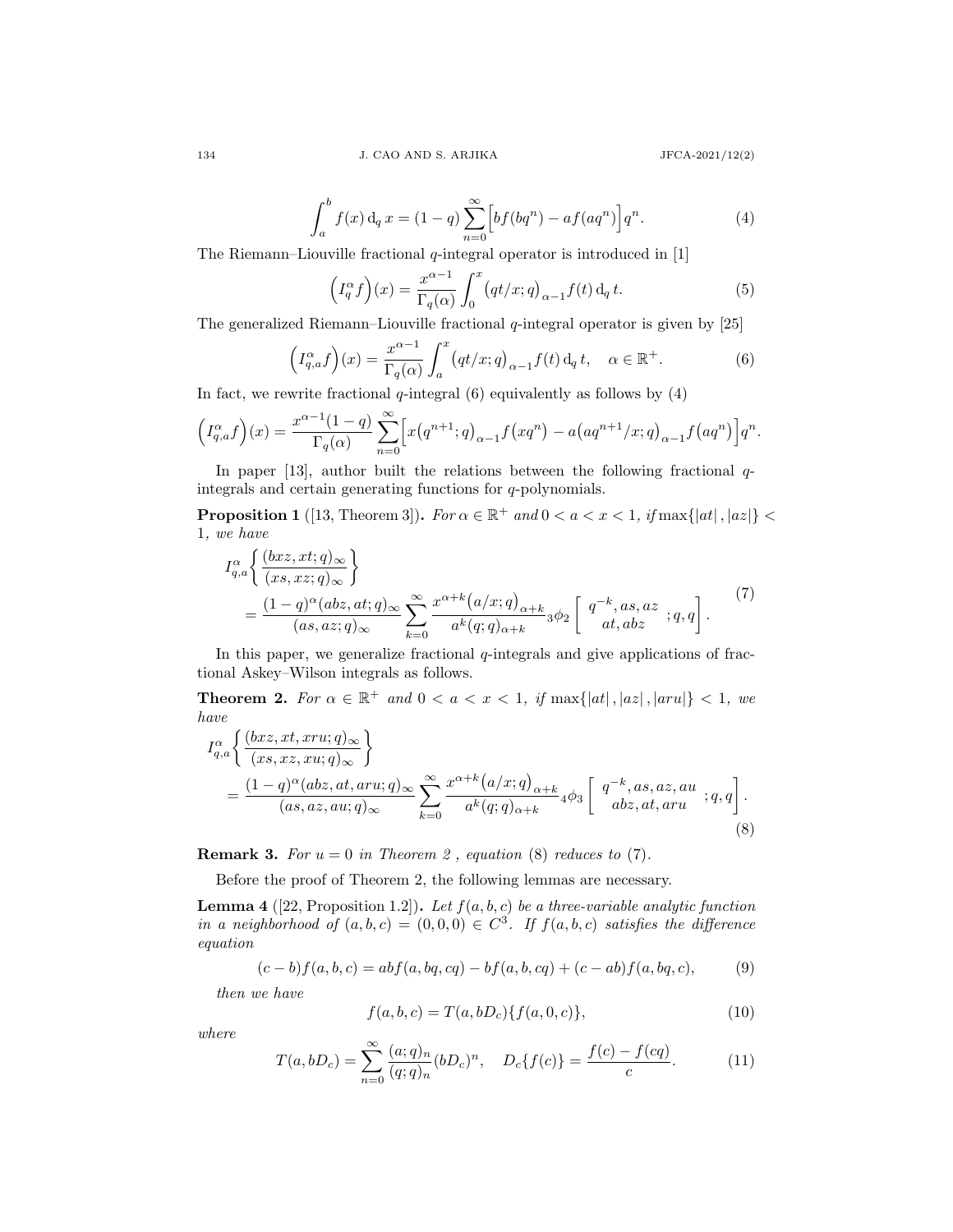$$\int_a^b f(x)\,\mathrm{d}_q x = (1-q)\sum_{n=0}^{\infty}\Big[bf(bq^n) - af(aq^n)\Big]q^n. \tag{4}$$

The Riemann–Liouville fractional $q$-integral operator is introduced in [1]

$$\Big(I_q^{\alpha} f\Big)(x) = \frac{x^{\alpha-1}}{\Gamma_q(\alpha)}\int_0^x \big(qt/x;q\big)_{\alpha-1} f(t)\,\mathrm{d}_q t. \tag{5}$$

The generalized Riemann–Liouville fractional $q$-integral operator is given by [25]

$$\Big(I_{q,a}^{\alpha} f\Big)(x) = \frac{x^{\alpha-1}}{\Gamma_q(\alpha)}\int_a^x \big(qt/x;q\big)_{\alpha-1} f(t)\,\mathrm{d}_q t, \quad \alpha \in \mathbb{R}^+. \tag{6}$$

In fact, we rewrite fractional $q$-integral (6) equivalently as follows by (4)

$$\Big(I_{q,a}^{\alpha} f\Big)(x) = \frac{x^{\alpha-1}(1-q)}{\Gamma_q(\alpha)}\sum_{n=0}^{\infty}\Big[x\big(q^{n+1};q\big)_{\alpha-1} f\big(xq^n\big) - a\big(aq^{n+1}/x;q\big)_{\alpha-1} f\big(aq^n\big)\Big]q^n.$$

In paper [13], author built the relations between the following fractional $q$-integrals and certain generating functions for $q$-polynomials.

**Proposition 1** ([13, Theorem 3]). *For $\alpha \in \mathbb{R}^+$ and $0 < a < x < 1$, if $\max\{|at|, |az|\} < 1$, we have*

$$\begin{aligned} I_{q,a}^{\alpha}&\left\{\frac{(bxz, xt;q)_\infty}{(xs, xz;q)_\infty}\right\} \\ &= \frac{(1-q)^{\alpha}(abz, at;q)_\infty}{(as, az;q)_\infty}\sum_{k=0}^{\infty}\frac{x^{\alpha+k}\big(a/x;q\big)_{\alpha+k}}{a^k (q;q)_{\alpha+k}}\,{}_3\phi_2\left[\begin{matrix} q^{-k}, as, az \\ at, abz \end{matrix};q,q\right]. \end{aligned} \tag{7}$$

In this paper, we generalize fractional $q$-integrals and give applications of fractional Askey–Wilson integrals as follows.

**Theorem 2.** *For $\alpha \in \mathbb{R}^+$ and $0 < a < x < 1$, if $\max\{|at|, |az|, |aru|\} < 1$, we have*

$$\begin{aligned} I_{q,a}^{\alpha}&\left\{\frac{(bxz, xt, xru;q)_\infty}{(xs, xz, xu;q)_\infty}\right\} \\ &= \frac{(1-q)^{\alpha}(abz, at, aru;q)_\infty}{(as, az, au;q)_\infty}\sum_{k=0}^{\infty}\frac{x^{\alpha+k}\big(a/x;q\big)_{\alpha+k}}{a^k (q;q)_{\alpha+k}}\,{}_4\phi_3\left[\begin{matrix} q^{-k}, as, az, au \\ abz, at, aru \end{matrix};q,q\right]. \end{aligned} \tag{8}$$

**Remark 3.** *For $u = 0$ in Theorem 2 , equation (8) reduces to (7).*

Before the proof of Theorem 2, the following lemmas are necessary.

**Lemma 4** ([22, Proposition 1.2]). *Let $f(a,b,c)$ be a three-variable analytic function in a neighborhood of $(a,b,c) = (0,0,0) \in C^3$. If $f(a,b,c)$ satisfies the difference equation*

$$(c-b)f(a,b,c) = abf(a,bq,cq) - bf(a,b,cq) + (c-ab)f(a,bq,c), \tag{9}$$

*then we have*

$$f(a,b,c) = T(a,bD_c)\{f(a,0,c)\}, \tag{10}$$

*where*

$$T(a,bD_c) = \sum_{n=0}^{\infty}\frac{(a;q)_n}{(q;q)_n}(bD_c)^n, \quad D_c\{f(c)\} = \frac{f(c)-f(cq)}{c}. \tag{11}$$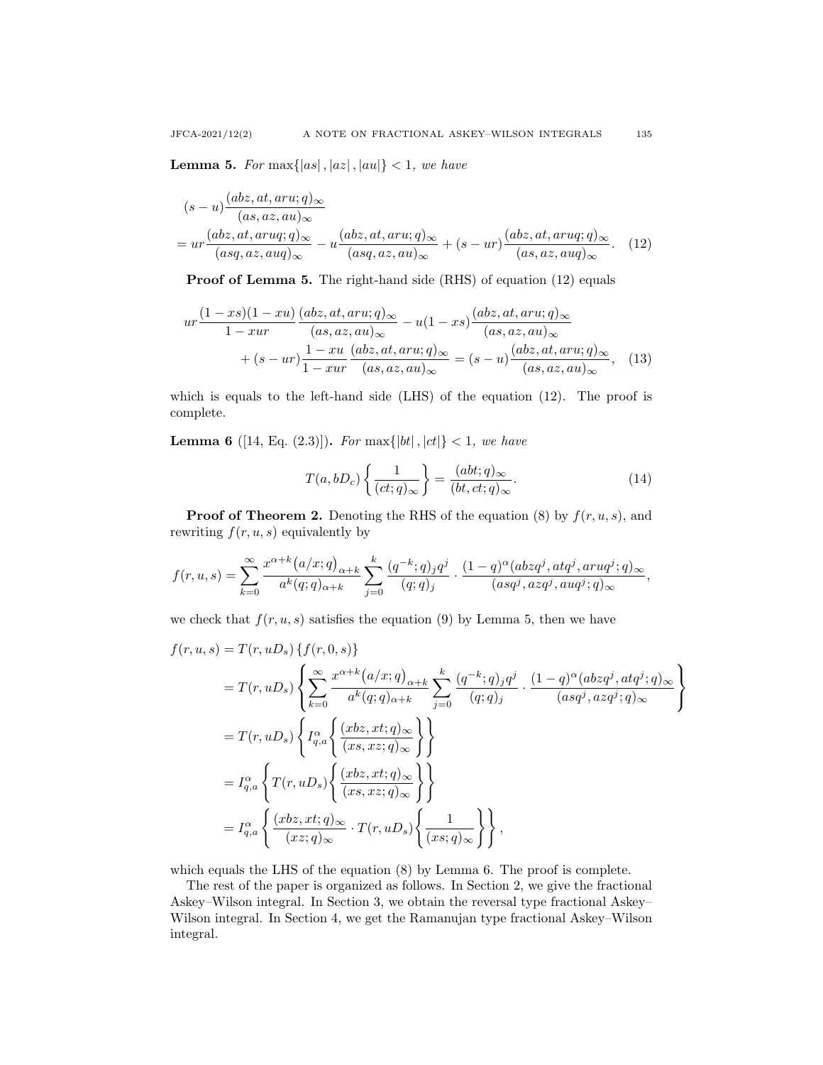**Lemma 5.** *For* $\max\{|as|, |az|, |au|\} < 1$*, we have*

$$
\begin{aligned}
&(s-u)\frac{(abz, at, aru; q)_\infty}{(as, az, au)_\infty} \\
&= ur\frac{(abz, at, aruq; q)_\infty}{(asq, az, auq)_\infty} - u\frac{(abz, at, aru; q)_\infty}{(asq, az, au)_\infty} + (s-ur)\frac{(abz, at, aruq; q)_\infty}{(as, az, auq)_\infty}. \quad (12)
\end{aligned}
$$

**Proof of Lemma 5.** The right-hand side (RHS) of equation (12) equals

$$
\begin{aligned}
ur\frac{(1-xs)(1-xu)}{1-xur}\frac{(abz, at, aru; q)_\infty}{(as, az, au)_\infty} &- u(1-xs)\frac{(abz, at, aru; q)_\infty}{(as, az, au)_\infty} \\
&+ (s-ur)\frac{1-xu}{1-xur}\frac{(abz, at, aru; q)_\infty}{(as, az, au)_\infty} = (s-u)\frac{(abz, at, aru; q)_\infty}{(as, az, au)_\infty}, \quad (13)
\end{aligned}
$$

which is equals to the left-hand side (LHS) of the equation (12). The proof is complete.

**Lemma 6** ([14, Eq. (2.3)])**.** *For* $\max\{|bt|, |ct|\} < 1$*, we have*

$$
T(a, bD_c)\left\{\frac{1}{(ct; q)_\infty}\right\} = \frac{(abt; q)_\infty}{(bt, ct; q)_\infty}. \quad (14)
$$

**Proof of Theorem 2.** Denoting the RHS of the equation (8) by $f(r, u, s)$, and rewriting $f(r, u, s)$ equivalently by

$$
f(r, u, s) = \sum_{k=0}^{\infty}\frac{x^{\alpha+k}(a/x; q)_{\alpha+k}}{a^k(q; q)_{\alpha+k}}\sum_{j=0}^{k}\frac{(q^{-k}; q)_j q^j}{(q; q)_j}\cdot\frac{(1-q)^\alpha(abzq^j, atq^j, aruq^j; q)_\infty}{(asq^j, azq^j, auq^j; q)_\infty},
$$

we check that $f(r, u, s)$ satisfies the equation (9) by Lemma 5, then we have

$$
\begin{aligned}
f(r, u, s) &= T(r, uD_s)\{f(r, 0, s)\} \\
&= T(r, uD_s)\left\{\sum_{k=0}^{\infty}\frac{x^{\alpha+k}(a/x; q)_{\alpha+k}}{a^k(q; q)_{\alpha+k}}\sum_{j=0}^{k}\frac{(q^{-k}; q)_j q^j}{(q; q)_j}\cdot\frac{(1-q)^\alpha(abzq^j, atq^j; q)_\infty}{(asq^j, azq^j; q)_\infty}\right\} \\
&= T(r, uD_s)\left\{I_{q,a}^{\alpha}\left\{\frac{(xbz, xt; q)_\infty}{(xs, xz; q)_\infty}\right\}\right\} \\
&= I_{q,a}^{\alpha}\left\{T(r, uD_s)\left\{\frac{(xbz, xt; q)_\infty}{(xs, xz; q)_\infty}\right\}\right\} \\
&= I_{q,a}^{\alpha}\left\{\frac{(xbz, xt; q)_\infty}{(xz; q)_\infty}\cdot T(r, uD_s)\left\{\frac{1}{(xs; q)_\infty}\right\}\right\},
\end{aligned}
$$

which equals the LHS of the equation (8) by Lemma 6. The proof is complete.

The rest of the paper is organized as follows. In Section 2, we give the fractional Askey–Wilson integral. In Section 3, we obtain the reversal type fractional Askey–Wilson integral. In Section 4, we get the Ramanujan type fractional Askey–Wilson integral.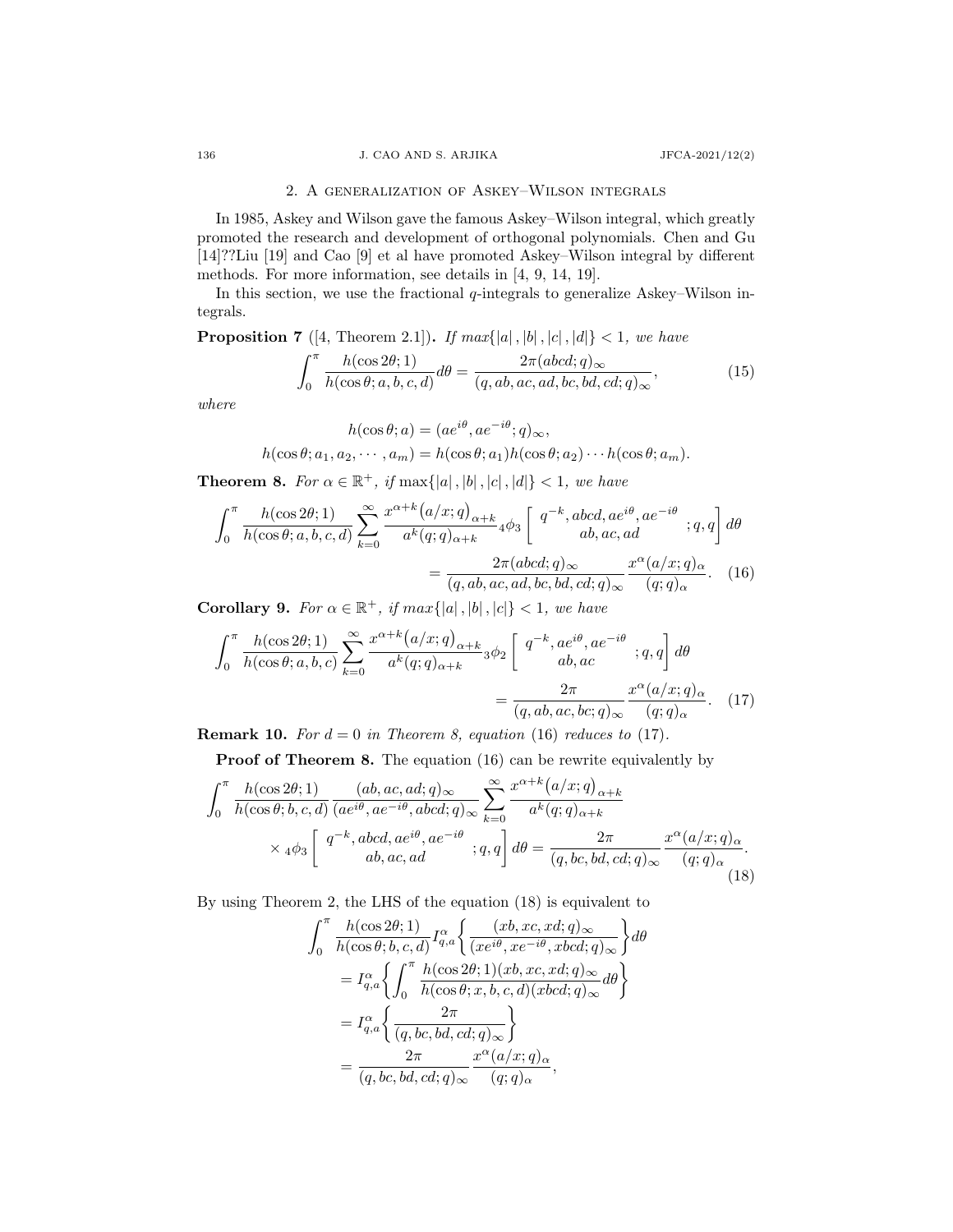## 2. A generalization of Askey–Wilson integrals

In 1985, Askey and Wilson gave the famous Askey–Wilson integral, which greatly promoted the research and development of orthogonal polynomials. Chen and Gu [14]??Liu [19] and Cao [9] et al have promoted Askey–Wilson integral by different methods. For more information, see details in [4, 9, 14, 19].

In this section, we use the fractional $q$-integrals to generalize Askey–Wilson integrals.

**Proposition 7** ([4, Theorem 2.1])**.** *If $max\{|a|, |b|, |c|, |d|\} < 1$, we have*

$$\int_0^\pi \frac{h(\cos 2\theta; 1)}{h(\cos\theta; a, b, c, d)} d\theta = \frac{2\pi (abcd; q)_\infty}{(q, ab, ac, ad, bc, bd, cd; q)_\infty}, \tag{15}$$

*where*

$$h(\cos\theta; a) = (ae^{i\theta}, ae^{-i\theta}; q)_\infty,$$
$$h(\cos\theta; a_1, a_2, \cdots, a_m) = h(\cos\theta; a_1) h(\cos\theta; a_2) \cdots h(\cos\theta; a_m).$$

**Theorem 8.** *For $\alpha \in \mathbb{R}^+$, if $\max\{|a|, |b|, |c|, |d|\} < 1$, we have*

$$\int_0^\pi \frac{h(\cos 2\theta; 1)}{h(\cos\theta; a, b, c, d)} \sum_{k=0}^\infty \frac{x^{\alpha+k}\big(a/x; q\big)_{\alpha+k}}{a^k (q; q)_{\alpha+k}} {}_4\phi_3 \left[ \begin{matrix} q^{-k}, abcd, ae^{i\theta}, ae^{-i\theta} \\ ab, ac, ad \end{matrix} ; q, q \right] d\theta$$
$$= \frac{2\pi (abcd; q)_\infty}{(q, ab, ac, ad, bc, bd, cd; q)_\infty} \frac{x^\alpha (a/x; q)_\alpha}{(q; q)_\alpha}. \tag{16}$$

**Corollary 9.** *For $\alpha \in \mathbb{R}^+$, if $max\{|a|, |b|, |c|\} < 1$, we have*

$$\int_0^\pi \frac{h(\cos 2\theta; 1)}{h(\cos\theta; a, b, c)} \sum_{k=0}^\infty \frac{x^{\alpha+k}\big(a/x; q\big)_{\alpha+k}}{a^k (q; q)_{\alpha+k}} {}_3\phi_2 \left[ \begin{matrix} q^{-k}, ae^{i\theta}, ae^{-i\theta} \\ ab, ac \end{matrix} ; q, q \right] d\theta$$
$$= \frac{2\pi}{(q, ab, ac, bc; q)_\infty} \frac{x^\alpha (a/x; q)_\alpha}{(q; q)_\alpha}. \tag{17}$$

**Remark 10.** *For $d = 0$ in Theorem 8, equation (16) reduces to (17).*

**Proof of Theorem 8.** The equation (16) can be rewrite equivalently by

$$\int_0^\pi \frac{h(\cos 2\theta; 1)}{h(\cos\theta; b, c, d)} \frac{(ab, ac, ad; q)_\infty}{(ae^{i\theta}, ae^{-i\theta}, abcd; q)_\infty} \sum_{k=0}^\infty \frac{x^{\alpha+k}\big(a/x; q\big)_{\alpha+k}}{a^k (q; q)_{\alpha+k}}$$
$$\times {}_4\phi_3 \left[ \begin{matrix} q^{-k}, abcd, ae^{i\theta}, ae^{-i\theta} \\ ab, ac, ad \end{matrix} ; q, q \right] d\theta = \frac{2\pi}{(q, bc, bd, cd; q)_\infty} \frac{x^\alpha (a/x; q)_\alpha}{(q; q)_\alpha}. \tag{18}$$

By using Theorem 2, the LHS of the equation (18) is equivalent to

$$\begin{aligned}
&\int_0^\pi \frac{h(\cos 2\theta; 1)}{h(\cos\theta; b, c, d)} I_{q,a}^\alpha \left\{ \frac{(xb, xc, xd; q)_\infty}{(xe^{i\theta}, xe^{-i\theta}, xbcd; q)_\infty} \right\} d\theta \\
&= I_{q,a}^\alpha \left\{ \int_0^\pi \frac{h(\cos 2\theta; 1)(xb, xc, xd; q)_\infty}{h(\cos\theta; x, b, c, d)(xbcd; q)_\infty} d\theta \right\} \\
&= I_{q,a}^\alpha \left\{ \frac{2\pi}{(q, bc, bd, cd; q)_\infty} \right\} \\
&= \frac{2\pi}{(q, bc, bd, cd; q)_\infty} \frac{x^\alpha (a/x; q)_\alpha}{(q; q)_\alpha},
\end{aligned}$$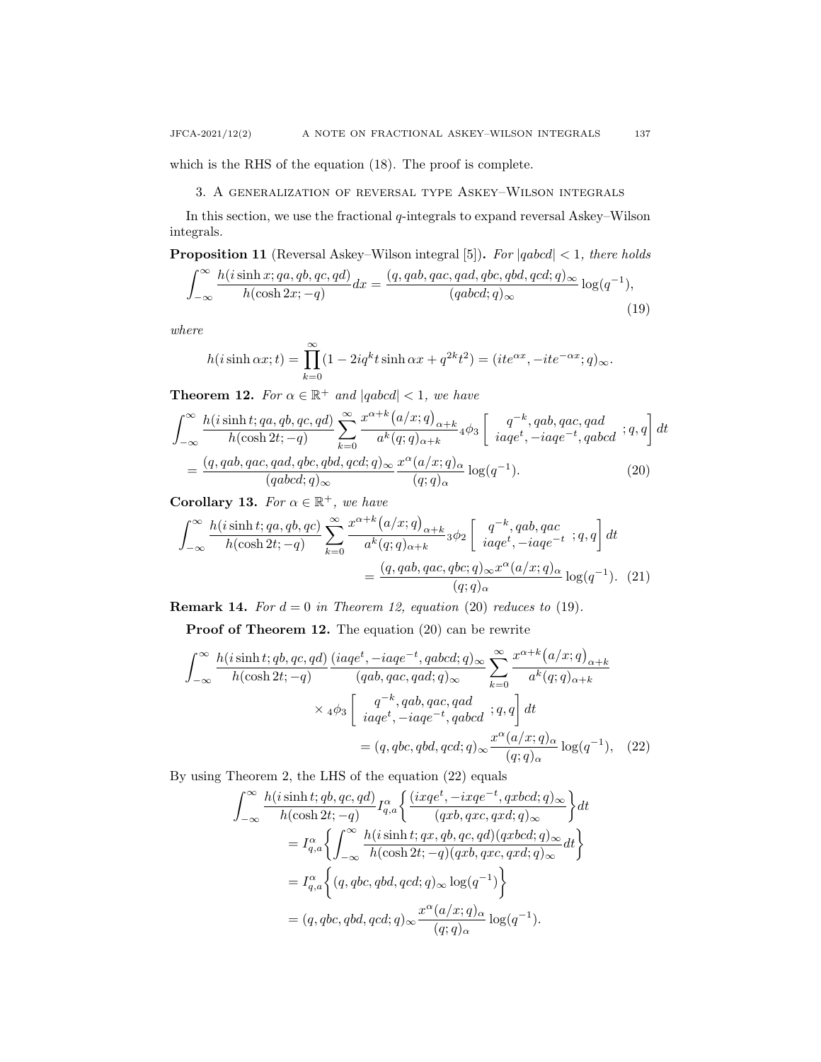which is the RHS of the equation (18). The proof is complete.

## 3. A generalization of reversal type Askey–Wilson integrals

In this section, we use the fractional $q$-integrals to expand reversal Askey–Wilson integrals.

**Proposition 11** (Reversal Askey–Wilson integral [5]). *For $|qabcd| < 1$, there holds*

$$\int_{-\infty}^{\infty} \frac{h(i \sinh x; qa, qb, qc, qd)}{h(\cosh 2x; -q)} dx = \frac{(q, qab, qac, qad, qbc, qbd, qcd; q)_\infty}{(qabcd; q)_\infty} \log(q^{-1}), \tag{19}$$

*where*

$$h(i \sinh \alpha x; t) = \prod_{k=0}^{\infty} (1 - 2iq^k t \sinh \alpha x + q^{2k} t^2) = (ite^{\alpha x}, -ite^{-\alpha x}; q)_\infty.$$

**Theorem 12.** *For $\alpha \in \mathbb{R}^+$ and $|qabcd| < 1$, we have*

$$\begin{aligned}
&\int_{-\infty}^{\infty} \frac{h(i \sinh t; qa, qb, qc, qd)}{h(\cosh 2t; -q)} \sum_{k=0}^{\infty} \frac{x^{\alpha+k} \big(a/x; q\big)_{\alpha+k}}{a^k (q; q)_{\alpha+k}} {}_4\phi_3 \left[ \begin{matrix} q^{-k}, qab, qac, qad \\ iaqe^t, -iaqe^{-t}, qabcd \end{matrix} ; q, q \right] dt \\
&= \frac{(q, qab, qac, qad, qbc, qbd, qcd; q)_\infty}{(qabcd; q)_\infty} \frac{x^\alpha (a/x; q)_\alpha}{(q; q)_\alpha} \log(q^{-1}).
\end{aligned} \tag{20}$$

**Corollary 13.** *For $\alpha \in \mathbb{R}^+$, we have*

$$\begin{aligned}
\int_{-\infty}^{\infty} \frac{h(i \sinh t; qa, qb, qc)}{h(\cosh 2t; -q)} &\sum_{k=0}^{\infty} \frac{x^{\alpha+k} \big(a/x; q\big)_{\alpha+k}}{a^k (q; q)_{\alpha+k}} {}_3\phi_2 \left[ \begin{matrix} q^{-k}, qab, qac \\ iaqe^t, -iaqe^{-t} \end{matrix} ; q, q \right] dt \\
&= \frac{(q, qab, qac, qbc; q)_\infty x^\alpha (a/x; q)_\alpha}{(q; q)_\alpha} \log(q^{-1}).
\end{aligned} \tag{21}$$

**Remark 14.** *For $d = 0$ in Theorem 12, equation (20) reduces to (19).*

**Proof of Theorem 12.** The equation (20) can be rewrite

$$\begin{aligned}
\int_{-\infty}^{\infty} \frac{h(i \sinh t; qb, qc, qd)}{h(\cosh 2t; -q)} &\frac{(iaqe^t, -iaqe^{-t}, qabcd; q)_\infty}{(qab, qac, qad; q)_\infty} \sum_{k=0}^{\infty} \frac{x^{\alpha+k} \big(a/x; q\big)_{\alpha+k}}{a^k (q; q)_{\alpha+k}} \\
&\times {}_4\phi_3 \left[ \begin{matrix} q^{-k}, qab, qac, qad \\ iaqe^t, -iaqe^{-t}, qabcd \end{matrix} ; q, q \right] dt \\
&= (q, qbc, qbd, qcd; q)_\infty \frac{x^\alpha (a/x; q)_\alpha}{(q; q)_\alpha} \log(q^{-1}),
\end{aligned} \tag{22}$$

By using Theorem 2, the LHS of the equation (22) equals

$$\begin{aligned}
&\int_{-\infty}^{\infty} \frac{h(i \sinh t; qb, qc, qd)}{h(\cosh 2t; -q)} I_{q,a}^{\alpha} \left\{ \frac{(ixqe^t, -ixqe^{-t}, qxbcd; q)_\infty}{(qxb, qxc, qxd; q)_\infty} \right\} dt \\
&= I_{q,a}^{\alpha} \left\{ \int_{-\infty}^{\infty} \frac{h(i \sinh t; qx, qb, qc, qd)(qxbcd; q)_\infty}{h(\cosh 2t; -q)(qxb, qxc, qxd; q)_\infty} dt \right\} \\
&= I_{q,a}^{\alpha} \left\{ (q, qbc, qbd, qcd; q)_\infty \log(q^{-1}) \right\} \\
&= (q, qbc, qbd, qcd; q)_\infty \frac{x^\alpha (a/x; q)_\alpha}{(q; q)_\alpha} \log(q^{-1}).
\end{aligned}$$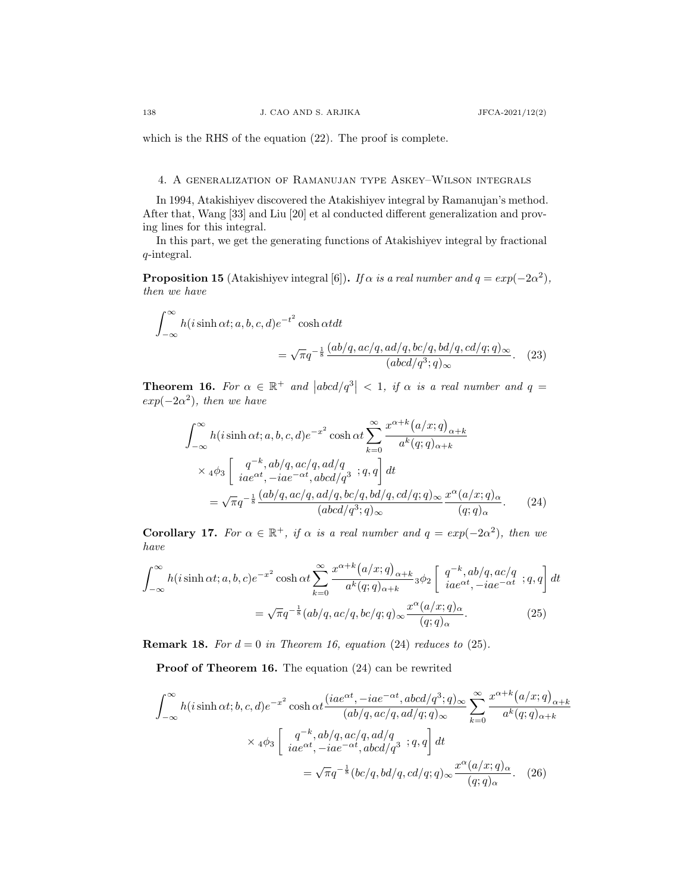which is the RHS of the equation (22). The proof is complete.

## 4. A generalization of Ramanujan type Askey–Wilson integrals

In 1994, Atakishiyev discovered the Atakishiyev integral by Ramanujan's method. After that, Wang [33] and Liu [20] et al conducted different generalization and proving lines for this integral.

In this part, we get the generating functions of Atakishiyev integral by fractional $q$-integral.

**Proposition 15** (Atakishiyev integral [6])**.** *If $\alpha$ is a real number and $q = exp(-2\alpha^2)$, then we have*

$$\int_{-\infty}^{\infty} h(i\sinh\alpha t; a,b,c,d)e^{-t^2}\cosh\alpha t dt = \sqrt{\pi}q^{-\frac{1}{8}}\frac{(ab/q, ac/q, ad/q, bc/q, bd/q, cd/q; q)_\infty}{(abcd/q^3;q)_\infty}. \quad (23)$$

**Theorem 16.** *For $\alpha \in \mathbb{R}^+$ and $\left|abcd/q^3\right| < 1$, if $\alpha$ is a real number and $q = exp(-2\alpha^2)$, then we have*

$$\begin{aligned}\int_{-\infty}^{\infty} & h(i\sinh\alpha t; a,b,c,d)e^{-x^2}\cosh\alpha t\sum_{k=0}^{\infty}\frac{x^{\alpha+k}\big(a/x;q\big)_{\alpha+k}}{a^k(q;q)_{\alpha+k}} \\ &\times {}_4\phi_3\left[\begin{array}{c} q^{-k}, ab/q, ac/q, ad/q \\ iae^{\alpha t}, -iae^{-\alpha t}, abcd/q^3 \end{array}; q, q\right]dt \\ &= \sqrt{\pi}q^{-\frac{1}{8}}\frac{(ab/q, ac/q, ad/q, bc/q, bd/q, cd/q; q)_\infty}{(abcd/q^3;q)_\infty}\frac{x^\alpha(a/x;q)_\alpha}{(q;q)_\alpha}. \quad (24)\end{aligned}$$

**Corollary 17.** *For $\alpha \in \mathbb{R}^+$, if $\alpha$ is a real number and $q = exp(-2\alpha^2)$, then we have*

$$\begin{aligned}\int_{-\infty}^{\infty} h(i\sinh\alpha t; a,b,c)e^{-x^2}\cosh\alpha t\sum_{k=0}^{\infty}\frac{x^{\alpha+k}\big(a/x;q\big)_{\alpha+k}}{a^k(q;q)_{\alpha+k}}{}_3\phi_2\left[\begin{array}{c} q^{-k}, ab/q, ac/q \\ iae^{\alpha t}, -iae^{-\alpha t} \end{array}; q, q\right]dt \\ = \sqrt{\pi}q^{-\frac{1}{8}}(ab/q, ac/q, bc/q; q)_\infty\frac{x^\alpha(a/x;q)_\alpha}{(q;q)_\alpha}. \quad (25)\end{aligned}$$

**Remark 18.** For $d = 0$ in Theorem 16, equation (24) reduces to (25).

**Proof of Theorem 16.** The equation (24) can be rewrited

$$\begin{aligned}\int_{-\infty}^{\infty} & h(i\sinh\alpha t; b,c,d)e^{-x^2}\cosh\alpha t\frac{(iae^{\alpha t}, -iae^{-\alpha t}, abcd/q^3;q)_\infty}{(ab/q, ac/q, ad/q;q)_\infty}\sum_{k=0}^{\infty}\frac{x^{\alpha+k}\big(a/x;q\big)_{\alpha+k}}{a^k(q;q)_{\alpha+k}} \\ &\times {}_4\phi_3\left[\begin{array}{c} q^{-k}, ab/q, ac/q, ad/q \\ iae^{\alpha t}, -iae^{-\alpha t}, abcd/q^3 \end{array}; q, q\right]dt \\ &= \sqrt{\pi}q^{-\frac{1}{8}}(bc/q, bd/q, cd/q; q)_\infty\frac{x^\alpha(a/x;q)_\alpha}{(q;q)_\alpha}. \quad (26)\end{aligned}$$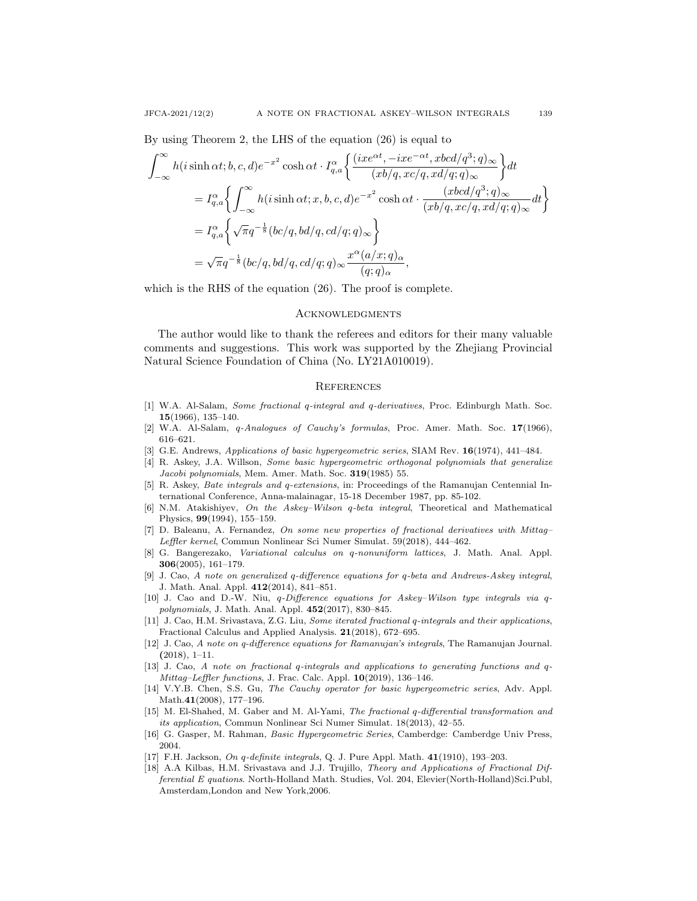By using Theorem 2, the LHS of the equation (26) is equal to

$$
\begin{aligned}
\int_{-\infty}^{\infty} h(i\sinh\alpha t; b, c, d)e^{-x^2}\cosh\alpha t \cdot I_{q,a}^{\alpha}\bigg\{\frac{(ixe^{\alpha t}, -ixe^{-\alpha t}, xbcd/q^3; q)_\infty}{(xb/q, xc/q, xd/q; q)_\infty}\bigg\}dt \\
= I_{q,a}^{\alpha}\bigg\{\int_{-\infty}^{\infty} h(i\sinh\alpha t; x, b, c, d)e^{-x^2}\cosh\alpha t \cdot \frac{(xbcd/q^3; q)_\infty}{(xb/q, xc/q, xd/q; q)_\infty}dt\bigg\} \\
= I_{q,a}^{\alpha}\bigg\{\sqrt{\pi}q^{-\frac{1}{8}}(bc/q, bd/q, cd/q; q)_\infty\bigg\} \\
= \sqrt{\pi}q^{-\frac{1}{8}}(bc/q, bd/q, cd/q; q)_\infty \frac{x^{\alpha}(a/x; q)_\alpha}{(q; q)_\alpha},
\end{aligned}
$$

which is the RHS of the equation (26). The proof is complete.

## Acknowledgments

The author would like to thank the referees and editors for their many valuable comments and suggestions. This work was supported by the Zhejiang Provincial Natural Science Foundation of China (No. LY21A010019).

## References

[1] W.A. Al-Salam, *Some fractional q-integral and q-derivatives*, Proc. Edinburgh Math. Soc. **15**(1966), 135–140.

[2] W.A. Al-Salam, *q-Analogues of Cauchy's formulas*, Proc. Amer. Math. Soc. **17**(1966), 616–621.

[3] G.E. Andrews, *Applications of basic hypergeometric series*, SIAM Rev. **16**(1974), 441–484.

[4] R. Askey, J.A. Willson, *Some basic hypergeometric orthogonal polynomials that generalize Jacobi polynomials*, Mem. Amer. Math. Soc. **319**(1985) 55.

[5] R. Askey, *Bate integrals and q-extensions*, in: Proceedings of the Ramanujan Centennial International Conference, Anna-malainagar, 15-18 December 1987, pp. 85-102.

[6] N.M. Atakishiyev, *On the Askey–Wilson q-beta integral*, Theoretical and Mathematical Physics, **99**(1994), 155–159.

[7] D. Baleanu, A. Fernandez, *On some new properties of fractional derivatives with Mittag–Leffler kernel*, Commun Nonlinear Sci Numer Simulat. 59(2018), 444–462.

[8] G. Bangerezako, *Variational calculus on q-nonuniform lattices*, J. Math. Anal. Appl. **306**(2005), 161–179.

[9] J. Cao, *A note on generalized q-difference equations for q-beta and Andrews-Askey integral*, J. Math. Anal. Appl. **412**(2014), 841–851.

[10] J. Cao and D.-W. Niu, *q-Difference equations for Askey–Wilson type integrals via q-polynomials*, J. Math. Anal. Appl. **452**(2017), 830–845.

[11] J. Cao, H.M. Srivastava, Z.G. Liu, *Some iterated fractional q-integrals and their applications*, Fractional Calculus and Applied Analysis. **21**(2018), 672–695.

[12] J. Cao, *A note on q-difference equations for Ramanujan's integrals*, The Ramanujan Journal. **(**2018), 1–11.

[13] J. Cao, *A note on fractional q-integrals and applications to generating functions and q-Mittag–Leffler functions*, J. Frac. Calc. Appl. **10**(2019), 136–146.

[14] V.Y.B. Chen, S.S. Gu, *The Cauchy operator for basic hypergeometric series*, Adv. Appl. Math.**41**(2008), 177–196.

[15] M. El-Shahed, M. Gaber and M. Al-Yami, *The fractional q-differential transformation and its application*, Commun Nonlinear Sci Numer Simulat. 18(2013), 42–55.

[16] G. Gasper, M. Rahman, *Basic Hypergeometric Series*, Camberdge: Camberdge Univ Press, 2004.

[17] F.H. Jackson, *On q-definite integrals*, Q. J. Pure Appl. Math. **41**(1910), 193–203.

[18] A.A Kilbas, H.M. Srivastava and J.J. Trujillo, *Theory and Applications of Fractional Differential E quations*. North-Holland Math. Studies, Vol. 204, Elevier(North-Holland)Sci.Publ, Amsterdam,London and New York,2006.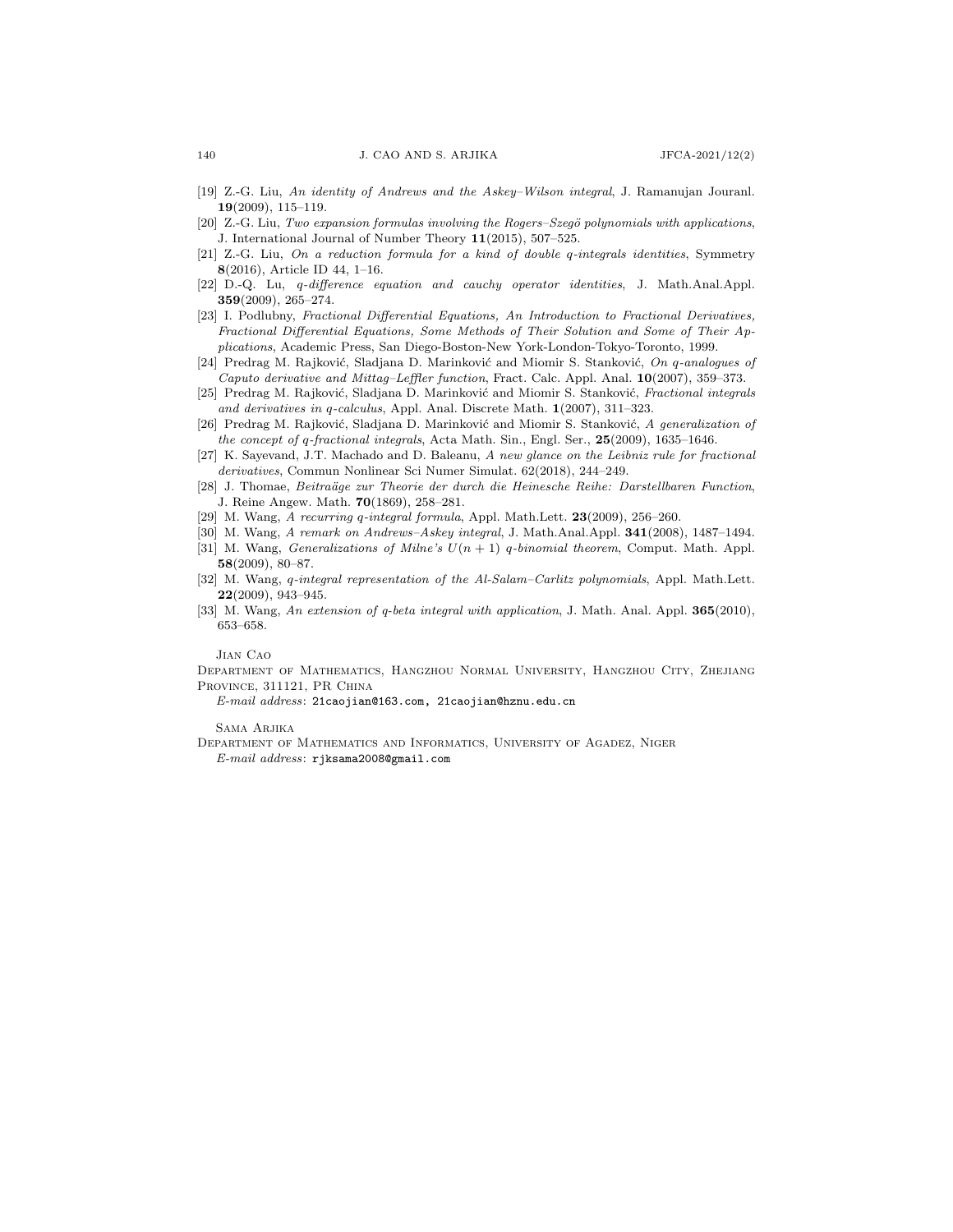[19] Z.-G. Liu, *An identity of Andrews and the Askey–Wilson integral*, J. Ramanujan Jouranl. **19**(2009), 115–119.

[20] Z.-G. Liu, *Two expansion formulas involving the Rogers–Szegö polynomials with applications*, J. International Journal of Number Theory **11**(2015), 507–525.

[21] Z.-G. Liu, *On a reduction formula for a kind of double q-integrals identities*, Symmetry **8**(2016), Article ID 44, 1–16.

[22] D.-Q. Lu, *q-difference equation and cauchy operator identities*, J. Math.Anal.Appl. **359**(2009), 265–274.

[23] I. Podlubny, *Fractional Differential Equations, An Introduction to Fractional Derivatives, Fractional Differential Equations, Some Methods of Their Solution and Some of Their Applications*, Academic Press, San Diego-Boston-New York-London-Tokyo-Toronto, 1999.

[24] Predrag M. Rajković, Sladjana D. Marinković and Miomir S. Stanković, *On q-analogues of Caputo derivative and Mittag–Leffler function*, Fract. Calc. Appl. Anal. **10**(2007), 359–373.

[25] Predrag M. Rajković, Sladjana D. Marinković and Miomir S. Stanković, *Fractional integrals and derivatives in q-calculus*, Appl. Anal. Discrete Math. **1**(2007), 311–323.

[26] Predrag M. Rajković, Sladjana D. Marinković and Miomir S. Stanković, *A generalization of the concept of q-fractional integrals*, Acta Math. Sin., Engl. Ser., **25**(2009), 1635–1646.

[27] K. Sayevand, J.T. Machado and D. Baleanu, *A new glance on the Leibniz rule for fractional derivatives*, Commun Nonlinear Sci Numer Simulat. 62(2018), 244–249.

[28] J. Thomae, *Beitraäge zur Theorie der durch die Heinesche Reihe: Darstellbaren Function*, J. Reine Angew. Math. **70**(1869), 258–281.

[29] M. Wang, *A recurring q-integral formula*, Appl. Math.Lett. **23**(2009), 256–260.

[30] M. Wang, *A remark on Andrews–Askey integral*, J. Math.Anal.Appl. **341**(2008), 1487–1494.

[31] M. Wang, *Generalizations of Milne's $U(n+1)$ q-binomial theorem*, Comput. Math. Appl. **58**(2009), 80–87.

[32] M. Wang, *q-integral representation of the Al-Salam–Carlitz polynomials*, Appl. Math.Lett. **22**(2009), 943–945.

[33] M. Wang, *An extension of q-beta integral with application*, J. Math. Anal. Appl. **365**(2010), 653–658.

Jian Cao

Department of Mathematics, Hangzhou Normal University, Hangzhou City, Zhejiang Province, 311121, PR China

*E-mail address*: 21caojian@163.com, 21caojian@hznu.edu.cn

Sama Arjika

Department of Mathematics and Informatics, University of Agadez, Niger

*E-mail address*: rjksama2008@gmail.com